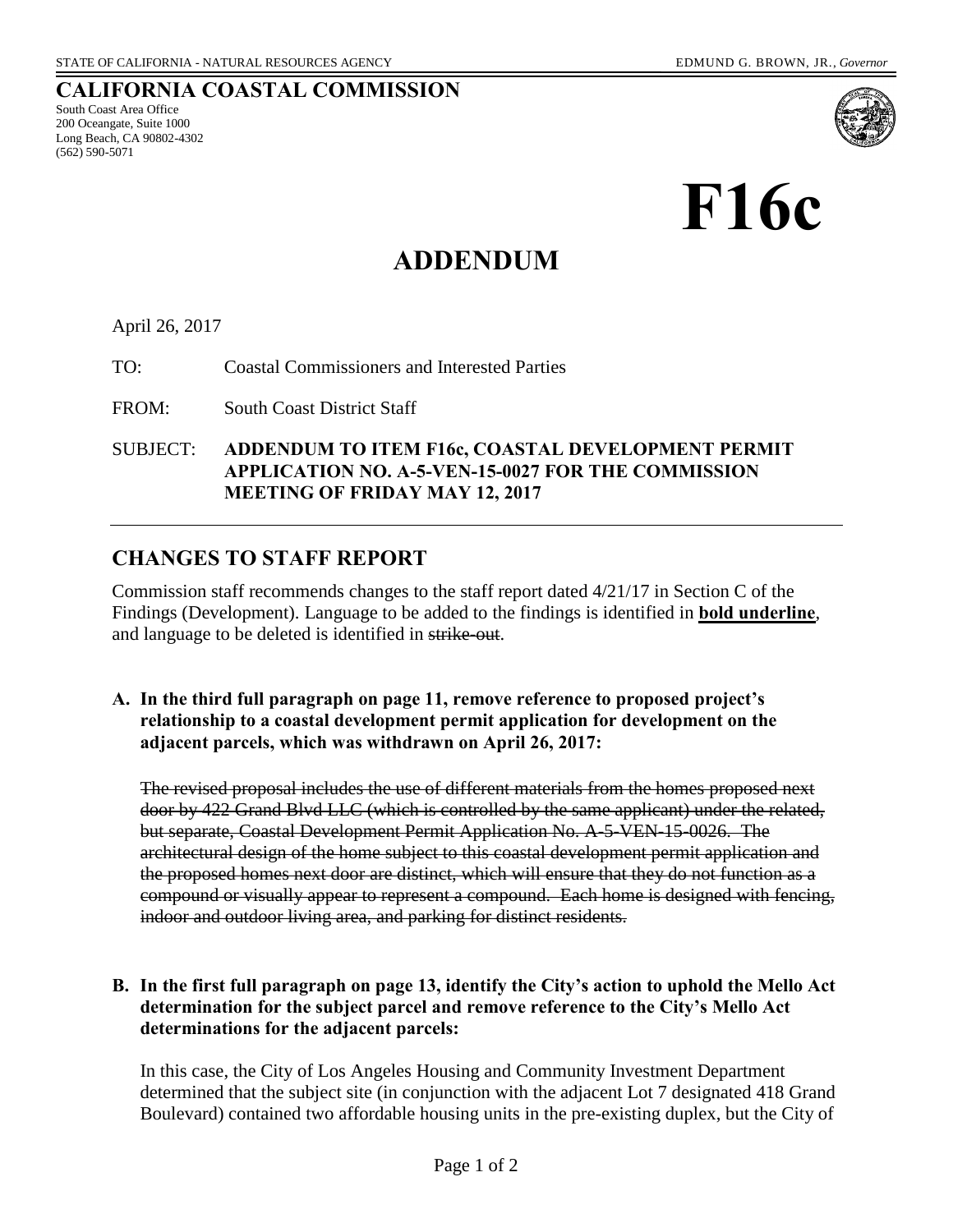STATE OF CALIFORNIA - NATURAL RESOURCES AGENCY EDMUND G. BROWN, JR., *Governor*

# CALIFORNIA COASTAL COMMISSION

South Coast Area Office
200 Oceangate, Suite 1000
Long Beach, CA 90802-4302
(562) 590-5071

# F16c

# ADDENDUM

April 26, 2017

TO: Coastal Commissioners and Interested Parties

FROM: South Coast District Staff

SUBJECT: **ADDENDUM TO ITEM F16c, COASTAL DEVELOPMENT PERMIT APPLICATION NO. A-5-VEN-15-0027 FOR THE COMMISSION MEETING OF FRIDAY MAY 12, 2017**

## CHANGES TO STAFF REPORT

Commission staff recommends changes to the staff report dated 4/21/17 in Section C of the Findings (Development). Language to be added to the findings is identified in **<u>bold underline</u>**, and language to be deleted is identified in ~~strike-out~~.

**A. In the third full paragraph on page 11, remove reference to proposed project's relationship to a coastal development permit application for development on the adjacent parcels, which was withdrawn on April 26, 2017:**

~~The revised proposal includes the use of different materials from the homes proposed next door by 422 Grand Blvd LLC (which is controlled by the same applicant) under the related, but separate, Coastal Development Permit Application No. A-5-VEN-15-0026. The architectural design of the home subject to this coastal development permit application and the proposed homes next door are distinct, which will ensure that they do not function as a compound or visually appear to represent a compound. Each home is designed with fencing, indoor and outdoor living area, and parking for distinct residents.~~

**B. In the first full paragraph on page 13, identify the City's action to uphold the Mello Act determination for the subject parcel and remove reference to the City's Mello Act determinations for the adjacent parcels:**

In this case, the City of Los Angeles Housing and Community Investment Department determined that the subject site (in conjunction with the adjacent Lot 7 designated 418 Grand Boulevard) contained two affordable housing units in the pre-existing duplex, but the City of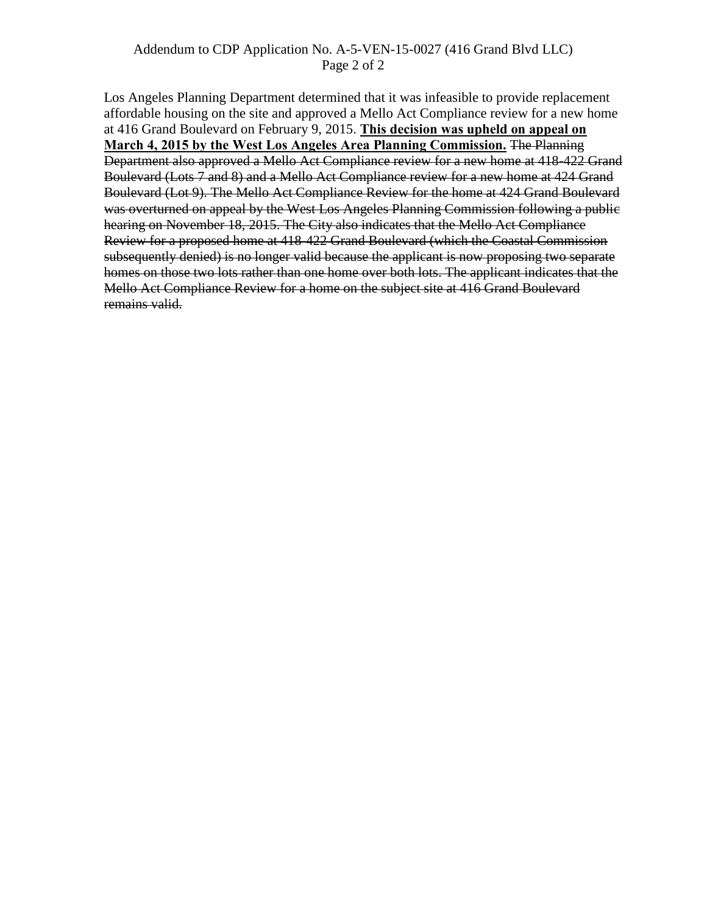Los Angeles Planning Department determined that it was infeasible to provide replacement affordable housing on the site and approved a Mello Act Compliance review for a new home at 416 Grand Boulevard on February 9, 2015. **<u>This decision was upheld on appeal on March 4, 2015 by the West Los Angeles Area Planning Commission.</u>** ~~The Planning Department also approved a Mello Act Compliance review for a new home at 418-422 Grand Boulevard (Lots 7 and 8) and a Mello Act Compliance review for a new home at 424 Grand Boulevard (Lot 9). The Mello Act Compliance Review for the home at 424 Grand Boulevard was overturned on appeal by the West Los Angeles Planning Commission following a public hearing on November 18, 2015. The City also indicates that the Mello Act Compliance Review for a proposed home at 418-422 Grand Boulevard (which the Coastal Commission subsequently denied) is no longer valid because the applicant is now proposing two separate homes on those two lots rather than one home over both lots. The applicant indicates that the Mello Act Compliance Review for a home on the subject site at 416 Grand Boulevard remains valid.~~